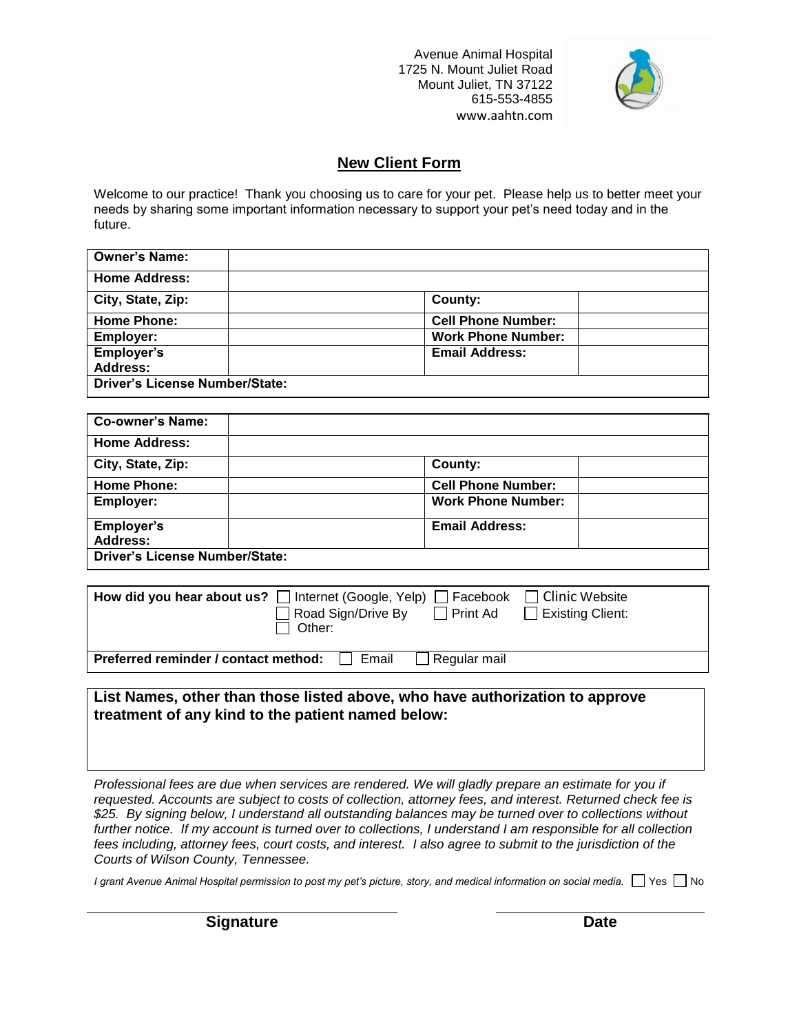Avenue Animal Hospital
1725 N. Mount Juliet Road
Mount Juliet, TN 37122
615-553-4855
www.aahtn.com

## New Client Form

Welcome to our practice! Thank you choosing us to care for your pet. Please help us to better meet your needs by sharing some important information necessary to support your pet's need today and in the future.

| **Owner's Name:** | | | |
|---|---|---|---|
| **Home Address:** | | | |
| **City, State, Zip:** | | **County:** | |
| **Home Phone:** | | **Cell Phone Number:** | |
| **Employer:** | | **Work Phone Number:** | |
| **Employer's Address:** | | **Email Address:** | |
| **Driver's License Number/State:** | | | |

| **Co-owner's Name:** | | | |
|---|---|---|---|
| **Home Address:** | | | |
| **City, State, Zip:** | | **County:** | |
| **Home Phone:** | | **Cell Phone Number:** | |
| **Employer:** | | **Work Phone Number:** | |
| **Employer's Address:** | | **Email Address:** | |
| **Driver's License Number/State:** | | | |

**How did you hear about us?** ☐ Internet (Google, Yelp) ☐ Facebook ☐ Clinic Website ☐ Road Sign/Drive By ☐ Print Ad ☐ Existing Client: ☐ Other:

**Preferred reminder / contact method:** ☐ Email ☐ Regular mail

**List Names, other than those listed above, who have authorization to approve treatment of any kind to the patient named below:**

*Professional fees are due when services are rendered. We will gladly prepare an estimate for you if requested. Accounts are subject to costs of collection, attorney fees, and interest. Returned check fee is $25. By signing below, I understand all outstanding balances may be turned over to collections without further notice. If my account is turned over to collections, I understand I am responsible for all collection fees including, attorney fees, court costs, and interest. I also agree to submit to the jurisdiction of the Courts of Wilson County, Tennessee.*

*I grant Avenue Animal Hospital permission to post my pet's picture, story, and medical information on social media.* ☐ Yes ☐ No

**Signature** **Date**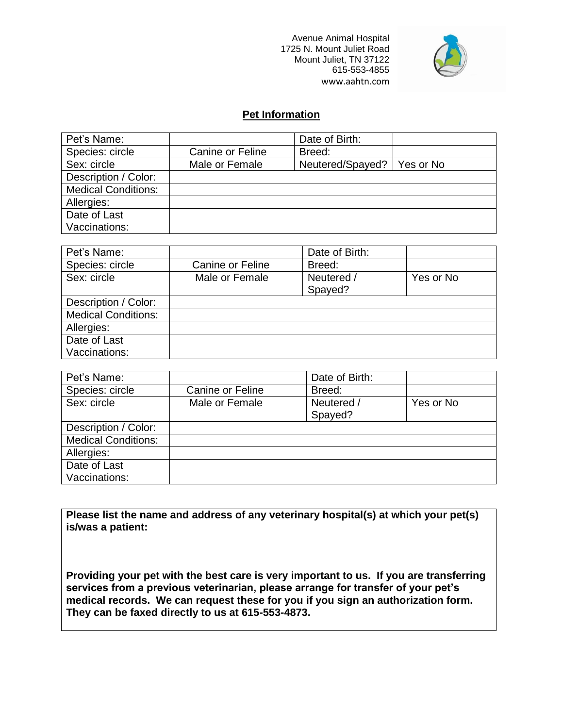Avenue Animal Hospital
1725 N. Mount Juliet Road
Mount Juliet, TN 37122
615-553-4855
www.aahtn.com

## Pet Information

| | | | |
|---|---|---|---|
| Pet's Name: | | Date of Birth: | |
| Species: circle | Canine or Feline | Breed: | |
| Sex: circle | Male or Female | Neutered/Spayed? | Yes or No |
| Description / Color: | | | |
| Medical Conditions: | | | |
| Allergies: | | | |
| Date of Last Vaccinations: | | | |

| | | | |
|---|---|---|---|
| Pet's Name: | | Date of Birth: | |
| Species: circle | Canine or Feline | Breed: | |
| Sex: circle | Male or Female | Neutered / Spayed? | Yes or No |
| Description / Color: | | | |
| Medical Conditions: | | | |
| Allergies: | | | |
| Date of Last Vaccinations: | | | |

| | | | |
|---|---|---|---|
| Pet's Name: | | Date of Birth: | |
| Species: circle | Canine or Feline | Breed: | |
| Sex: circle | Male or Female | Neutered / Spayed? | Yes or No |
| Description / Color: | | | |
| Medical Conditions: | | | |
| Allergies: | | | |
| Date of Last Vaccinations: | | | |

**Please list the name and address of any veterinary hospital(s) at which your pet(s) is/was a patient:**

**Providing your pet with the best care is very important to us. If you are transferring services from a previous veterinarian, please arrange for transfer of your pet's medical records. We can request these for you if you sign an authorization form. They can be faxed directly to us at 615-553-4873.**